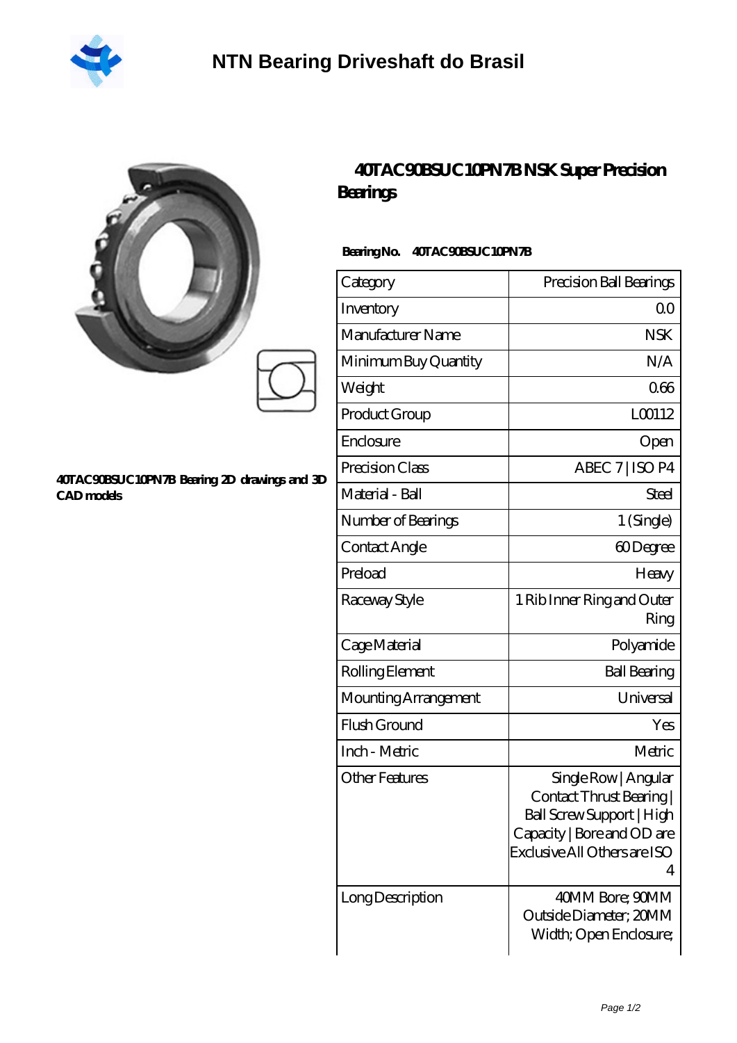# NTN Bearing Driveshaft do Brasil

## 40TAC90BSUC10PN7B NSK Super Precision Bearings

**40TAC90BSUC10PN7B Bearing 2D drawings and 3D CAD models**

**Bearing No. 40TAC90BSUC10PN7B**

| | |
|---|---|
| Category | Precision Ball Bearings |
| Inventory | 0.0 |
| Manufacturer Name | NSK |
| Minimum Buy Quantity | N/A |
| Weight | 0.66 |
| Product Group | L00112 |
| Enclosure | Open |
| Precision Class | ABEC 7 \| ISO P4 |
| Material - Ball | Steel |
| Number of Bearings | 1 (Single) |
| Contact Angle | 60 Degree |
| Preload | Heavy |
| Raceway Style | 1 Rib Inner Ring and Outer Ring |
| Cage Material | Polyamide |
| Rolling Element | Ball Bearing |
| Mounting Arrangement | Universal |
| Flush Ground | Yes |
| Inch - Metric | Metric |
| Other Features | Single Row \| Angular Contact Thrust Bearing \| Ball Screw Support \| High Capacity \| Bore and OD are Exclusive All Others are ISO 4 |
| Long Description | 40MM Bore; 90MM Outside Diameter; 20MM Width; Open Enclosure; |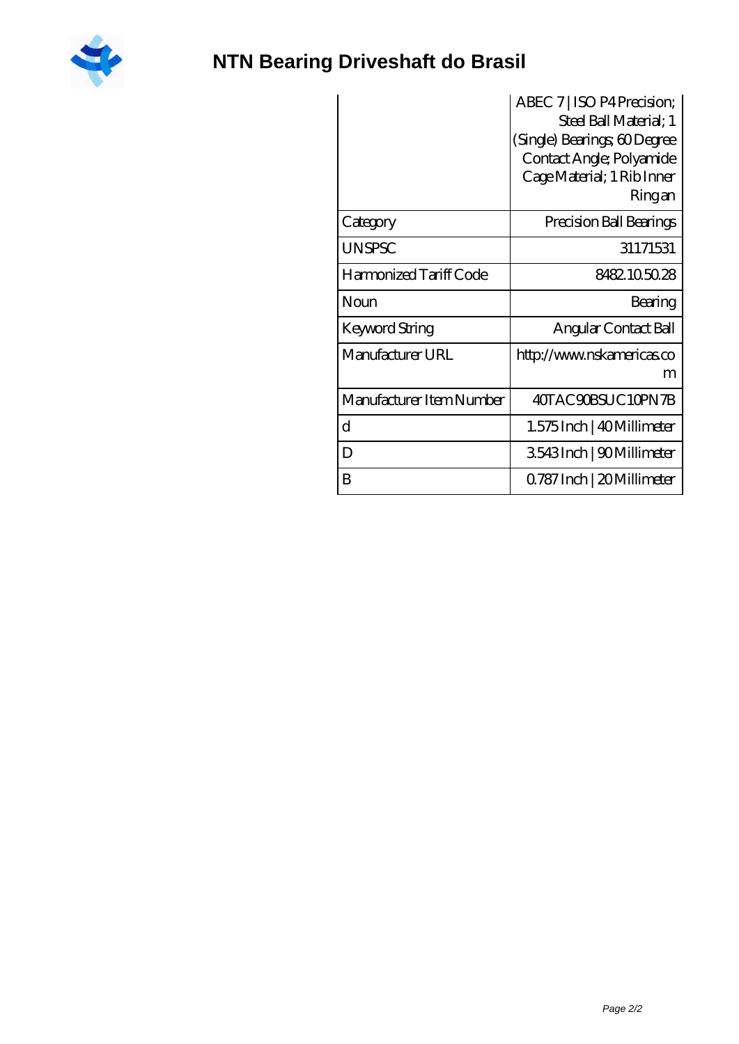# NTN Bearing Driveshaft do Brasil

| | |
|---|---|
| | ABEC 7 \| ISO P4 Precision; Steel Ball Material; 1 (Single) Bearings; 60 Degree Contact Angle; Polyamide Cage Material; 1 Rib Inner Ring an |
| Category | Precision Ball Bearings |
| UNSPSC | 31171531 |
| Harmonized Tariff Code | 8482.10.50.28 |
| Noun | Bearing |
| Keyword String | Angular Contact Ball |
| Manufacturer URL | http://www.nskamericas.com |
| Manufacturer Item Number | 40TAC90BSUC10PN7B |
| d | 1.575 Inch \| 40 Millimeter |
| D | 3.543 Inch \| 90 Millimeter |
| B | 0.787 Inch \| 20 Millimeter |